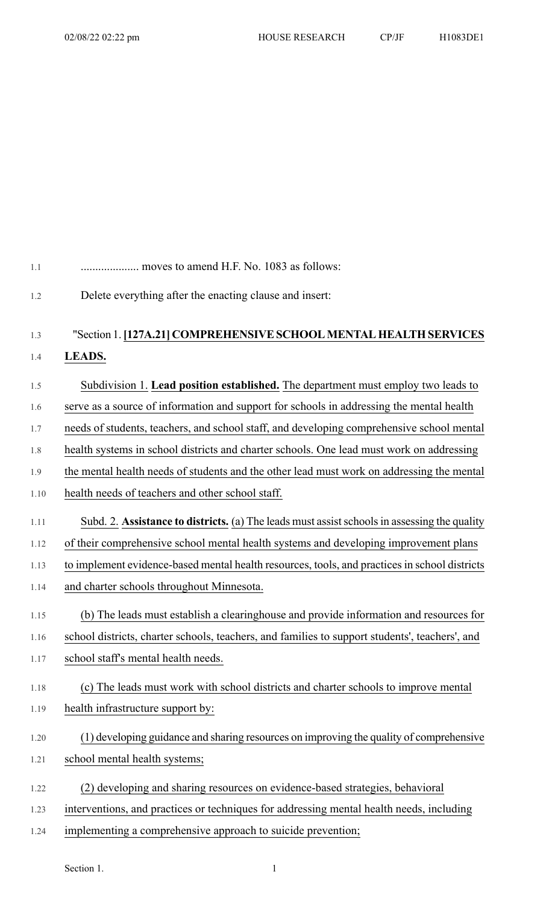.................... moves to amend H.F. No. 1083 as follows:

Delete everything after the enacting clause and insert:

"Section 1. **[127A.21] COMPREHENSIVE SCHOOL MENTAL HEALTH SERVICES LEADS.**

Subdivision 1. **Lead position established.** The department must employ two leads to serve as a source of information and support for schools in addressing the mental health needs of students, teachers, and school staff, and developing comprehensive school mental health systems in school districts and charter schools. One lead must work on addressing the mental health needs of students and the other lead must work on addressing the mental health needs of teachers and other school staff.

Subd. 2. **Assistance to districts.** (a) The leads must assist schools in assessing the quality of their comprehensive school mental health systems and developing improvement plans to implement evidence-based mental health resources, tools, and practices in school districts and charter schools throughout Minnesota.

(b) The leads must establish a clearinghouse and provide information and resources for school districts, charter schools, teachers, and families to support students', teachers', and school staff's mental health needs.

(c) The leads must work with school districts and charter schools to improve mental health infrastructure support by:

(1) developing guidance and sharing resources on improving the quality of comprehensive school mental health systems;

(2) developing and sharing resources on evidence-based strategies, behavioral interventions, and practices or techniques for addressing mental health needs, including implementing a comprehensive approach to suicide prevention;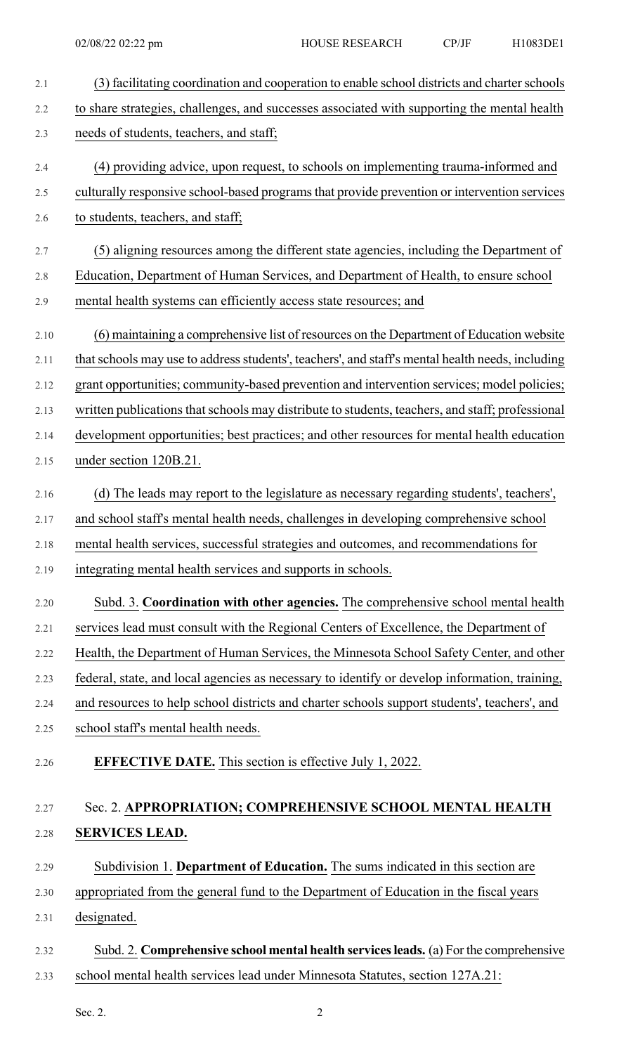(3) facilitating coordination and cooperation to enable school districts and charter schools to share strategies, challenges, and successes associated with supporting the mental health needs of students, teachers, and staff;

(4) providing advice, upon request, to schools on implementing trauma-informed and culturally responsive school-based programs that provide prevention or intervention services to students, teachers, and staff;

(5) aligning resources among the different state agencies, including the Department of Education, Department of Human Services, and Department of Health, to ensure school mental health systems can efficiently access state resources; and

(6) maintaining a comprehensive list of resources on the Department of Education website that schools may use to address students', teachers', and staff's mental health needs, including grant opportunities; community-based prevention and intervention services; model policies; written publications that schools may distribute to students, teachers, and staff; professional development opportunities; best practices; and other resources for mental health education under section 120B.21.

(d) The leads may report to the legislature as necessary regarding students', teachers', and school staff's mental health needs, challenges in developing comprehensive school mental health services, successful strategies and outcomes, and recommendations for integrating mental health services and supports in schools.

Subd. 3. **Coordination with other agencies.** The comprehensive school mental health services lead must consult with the Regional Centers of Excellence, the Department of Health, the Department of Human Services, the Minnesota School Safety Center, and other federal, state, and local agencies as necessary to identify or develop information, training, and resources to help school districts and charter schools support students', teachers', and school staff's mental health needs.

**EFFECTIVE DATE.** This section is effective July 1, 2022.

Sec. 2. **APPROPRIATION; COMPREHENSIVE SCHOOL MENTAL HEALTH SERVICES LEAD.**

Subdivision 1. **Department of Education.** The sums indicated in this section are appropriated from the general fund to the Department of Education in the fiscal years designated.

Subd. 2. **Comprehensive school mental health services leads.** (a) For the comprehensive school mental health services lead under Minnesota Statutes, section 127A.21: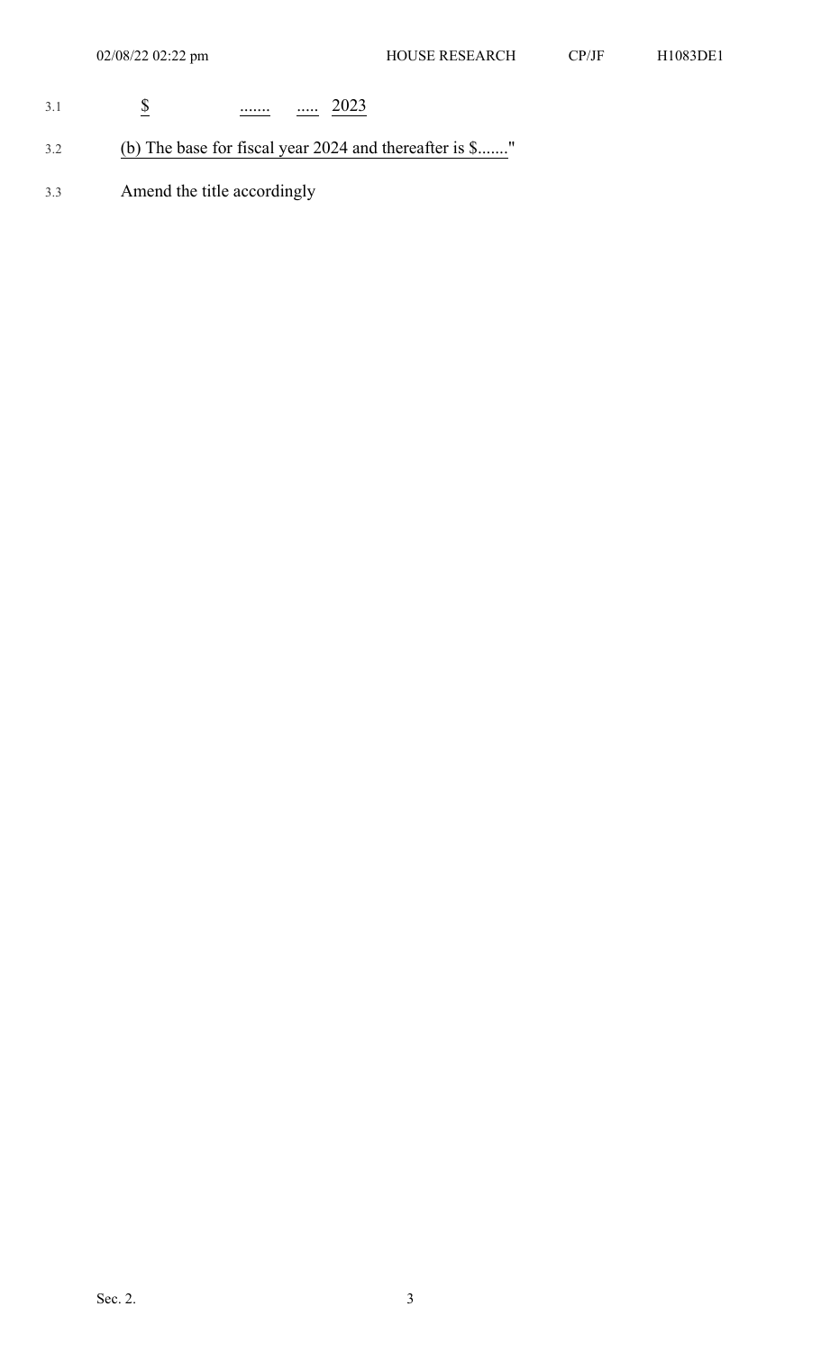$ ....... ..... 2023

(b) The base for fiscal year 2024 and thereafter is $......."

Amend the title accordingly